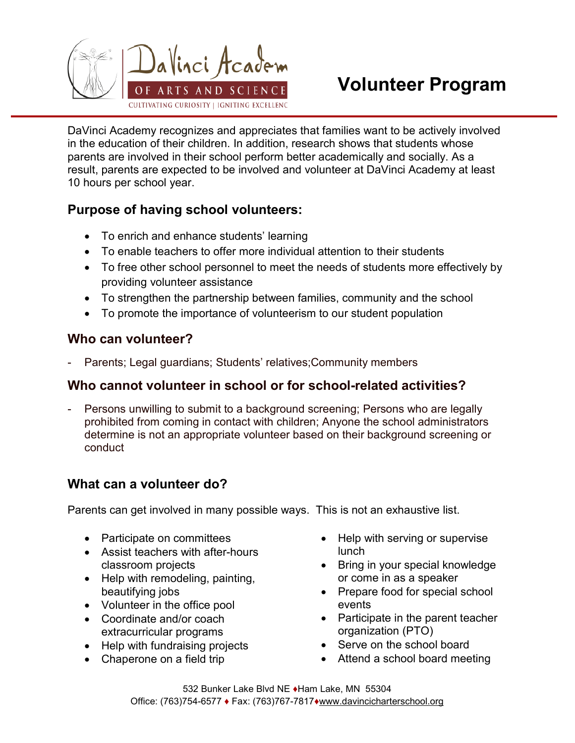DaVinci Academy OF ARTS AND SCIENCE

CULTIVATING CURIOSITY | IGNITING EXCELLENC

# Volunteer Program

DaVinci Academy recognizes and appreciates that families want to be actively involved in the education of their children. In addition, research shows that students whose parents are involved in their school perform better academically and socially. As a result, parents are expected to be involved and volunteer at DaVinci Academy at least 10 hours per school year.

## Purpose of having school volunteers:

- To enrich and enhance students' learning
- To enable teachers to offer more individual attention to their students
- To free other school personnel to meet the needs of students more effectively by providing volunteer assistance
- To strengthen the partnership between families, community and the school
- To promote the importance of volunteerism to our student population

## Who can volunteer?

- Parents; Legal guardians; Students' relatives;Community members

## Who cannot volunteer in school or for school-related activities?

- Persons unwilling to submit to a background screening; Persons who are legally prohibited from coming in contact with children; Anyone the school administrators determine is not an appropriate volunteer based on their background screening or conduct

## What can a volunteer do?

Parents can get involved in many possible ways. This is not an exhaustive list.

- Participate on committees
- Assist teachers with after-hours classroom projects
- Help with remodeling, painting, beautifying jobs
- Volunteer in the office pool
- Coordinate and/or coach extracurricular programs
- Help with fundraising projects
- Chaperone on a field trip
- Help with serving or supervise lunch
- Bring in your special knowledge or come in as a speaker
- Prepare food for special school events
- Participate in the parent teacher organization (PTO)
- Serve on the school board
- Attend a school board meeting

532 Bunker Lake Blvd NE ♦Ham Lake, MN 55304
Office: (763)754-6577 ♦ Fax: (763)767-7817♦www.davincicharterschool.org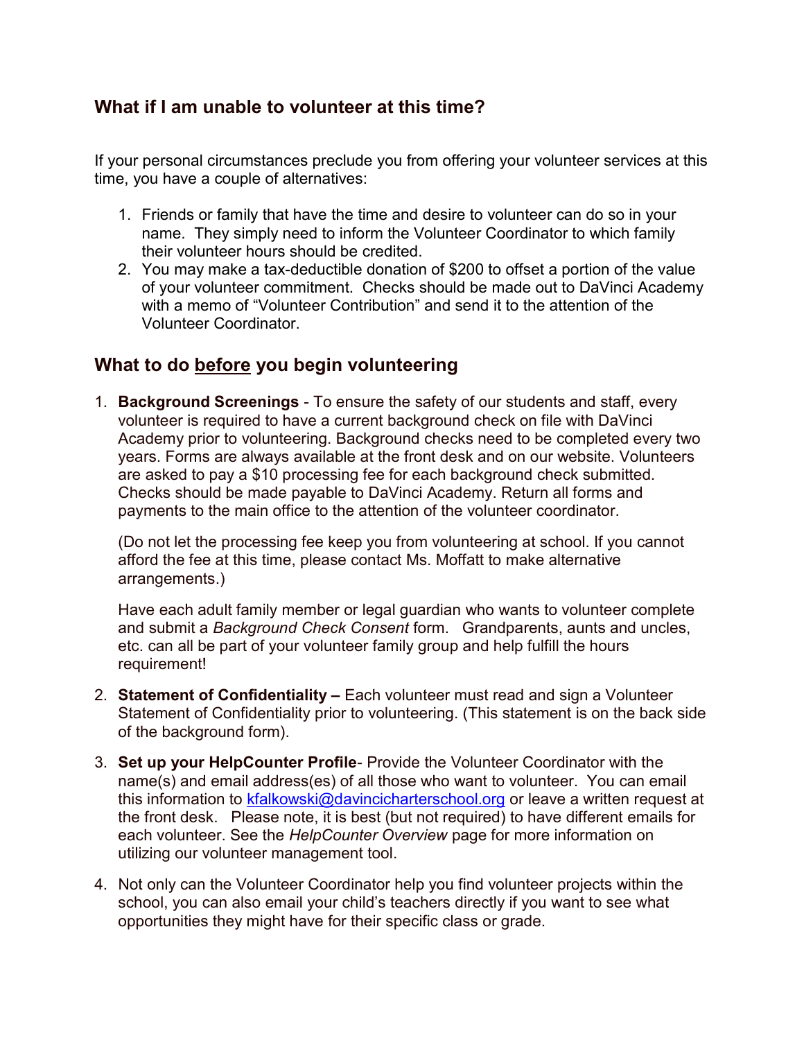## What if I am unable to volunteer at this time?

If your personal circumstances preclude you from offering your volunteer services at this time, you have a couple of alternatives:

1. Friends or family that have the time and desire to volunteer can do so in your name. They simply need to inform the Volunteer Coordinator to which family their volunteer hours should be credited.
2. You may make a tax-deductible donation of $200 to offset a portion of the value of your volunteer commitment. Checks should be made out to DaVinci Academy with a memo of "Volunteer Contribution" and send it to the attention of the Volunteer Coordinator.

## What to do <u>before</u> you begin volunteering

1. **Background Screenings** - To ensure the safety of our students and staff, every volunteer is required to have a current background check on file with DaVinci Academy prior to volunteering. Background checks need to be completed every two years. Forms are always available at the front desk and on our website. Volunteers are asked to pay a $10 processing fee for each background check submitted. Checks should be made payable to DaVinci Academy. Return all forms and payments to the main office to the attention of the volunteer coordinator.

   (Do not let the processing fee keep you from volunteering at school. If you cannot afford the fee at this time, please contact Ms. Moffatt to make alternative arrangements.)

   Have each adult family member or legal guardian who wants to volunteer complete and submit a *Background Check Consent* form. Grandparents, aunts and uncles, etc. can all be part of your volunteer family group and help fulfill the hours requirement!

2. **Statement of Confidentiality –** Each volunteer must read and sign a Volunteer Statement of Confidentiality prior to volunteering. (This statement is on the back side of the background form).

3. **Set up your HelpCounter Profile**- Provide the Volunteer Coordinator with the name(s) and email address(es) of all those who want to volunteer. You can email this information to kfalkowski@davincicharterschool.org or leave a written request at the front desk. Please note, it is best (but not required) to have different emails for each volunteer. See the *HelpCounter Overview* page for more information on utilizing our volunteer management tool.

4. Not only can the Volunteer Coordinator help you find volunteer projects within the school, you can also email your child's teachers directly if you want to see what opportunities they might have for their specific class or grade.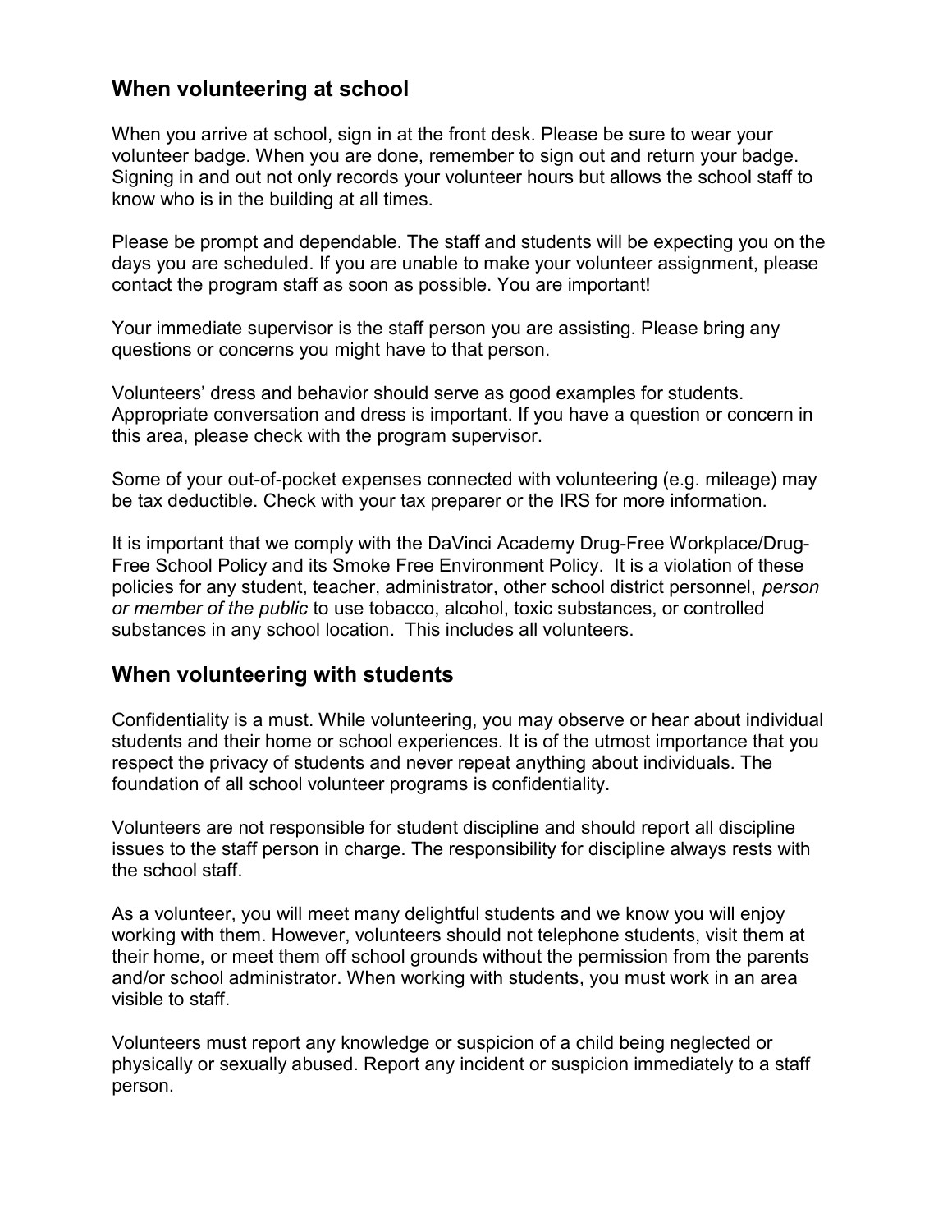## When volunteering at school

When you arrive at school, sign in at the front desk. Please be sure to wear your volunteer badge. When you are done, remember to sign out and return your badge. Signing in and out not only records your volunteer hours but allows the school staff to know who is in the building at all times.

Please be prompt and dependable. The staff and students will be expecting you on the days you are scheduled. If you are unable to make your volunteer assignment, please contact the program staff as soon as possible. You are important!

Your immediate supervisor is the staff person you are assisting. Please bring any questions or concerns you might have to that person.

Volunteers' dress and behavior should serve as good examples for students. Appropriate conversation and dress is important. If you have a question or concern in this area, please check with the program supervisor.

Some of your out-of-pocket expenses connected with volunteering (e.g. mileage) may be tax deductible. Check with your tax preparer or the IRS for more information.

It is important that we comply with the DaVinci Academy Drug-Free Workplace/Drug-Free School Policy and its Smoke Free Environment Policy. It is a violation of these policies for any student, teacher, administrator, other school district personnel, *person or member of the public* to use tobacco, alcohol, toxic substances, or controlled substances in any school location. This includes all volunteers.

## When volunteering with students

Confidentiality is a must. While volunteering, you may observe or hear about individual students and their home or school experiences. It is of the utmost importance that you respect the privacy of students and never repeat anything about individuals. The foundation of all school volunteer programs is confidentiality.

Volunteers are not responsible for student discipline and should report all discipline issues to the staff person in charge. The responsibility for discipline always rests with the school staff.

As a volunteer, you will meet many delightful students and we know you will enjoy working with them. However, volunteers should not telephone students, visit them at their home, or meet them off school grounds without the permission from the parents and/or school administrator. When working with students, you must work in an area visible to staff.

Volunteers must report any knowledge or suspicion of a child being neglected or physically or sexually abused. Report any incident or suspicion immediately to a staff person.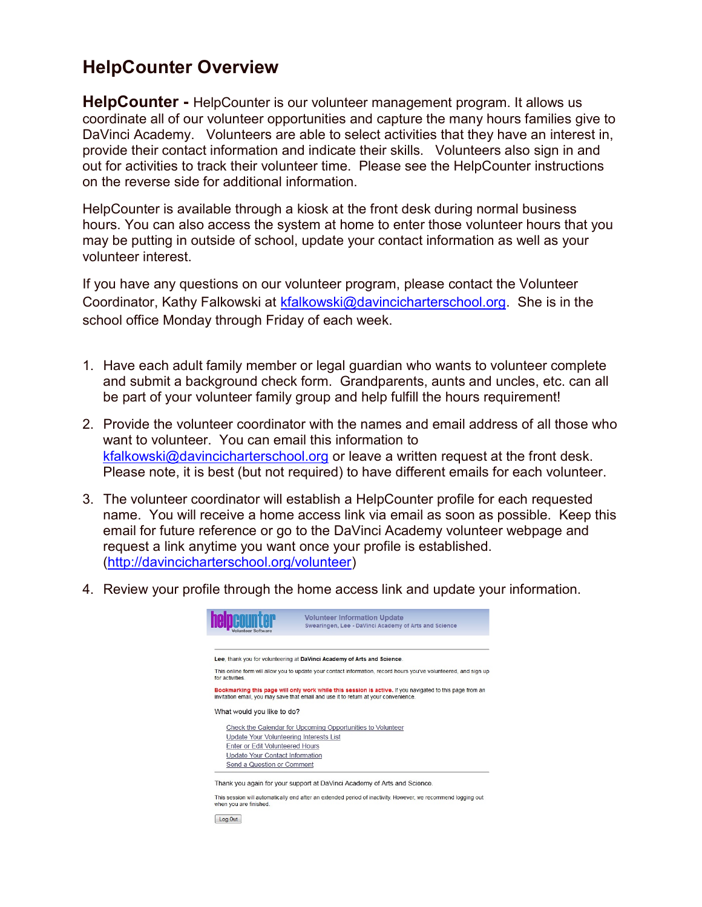# HelpCounter Overview

**HelpCounter -** HelpCounter is our volunteer management program. It allows us coordinate all of our volunteer opportunities and capture the many hours families give to DaVinci Academy. Volunteers are able to select activities that they have an interest in, provide their contact information and indicate their skills. Volunteers also sign in and out for activities to track their volunteer time. Please see the HelpCounter instructions on the reverse side for additional information.

HelpCounter is available through a kiosk at the front desk during normal business hours. You can also access the system at home to enter those volunteer hours that you may be putting in outside of school, update your contact information as well as your volunteer interest.

If you have any questions on our volunteer program, please contact the Volunteer Coordinator, Kathy Falkowski at kfalkowski@davincicharterschool.org. She is in the school office Monday through Friday of each week.

1. Have each adult family member or legal guardian who wants to volunteer complete and submit a background check form. Grandparents, aunts and uncles, etc. can all be part of your volunteer family group and help fulfill the hours requirement!
2. Provide the volunteer coordinator with the names and email address of all those who want to volunteer. You can email this information to kfalkowski@davincicharterschool.org or leave a written request at the front desk. Please note, it is best (but not required) to have different emails for each volunteer.
3. The volunteer coordinator will establish a HelpCounter profile for each requested name. You will receive a home access link via email as soon as possible. Keep this email for future reference or go to the DaVinci Academy volunteer webpage and request a link anytime you want once your profile is established. (http://davincicharterschool.org/volunteer)
4. Review your profile through the home access link and update your information.

helpcounter
Volunteer Software

Volunteer Information Update
Swearingen, Lee - DaVinci Academy of Arts and Science

**Lee**, thank you for volunteering at **DaVinci Academy of Arts and Science**.

This online form will allow you to update your contact information, record hours you've volunteered, and sign up for activities.

**Bookmarking this page will only work while this session is active.** If you navigated to this page from an invitation email, you may save that email and use it to return at your convenience.

What would you like to do?

- Check the Calendar for Upcoming Opportunities to Volunteer
- Update Your Volunteering Interests List
- Enter or Edit Volunteered Hours
- Update Your Contact Information
- Send a Question or Comment

Thank you again for your support at DaVinci Academy of Arts and Science.

This session will automatically end after an extended period of inactivity. However, we recommend logging out when you are finished.

Log Out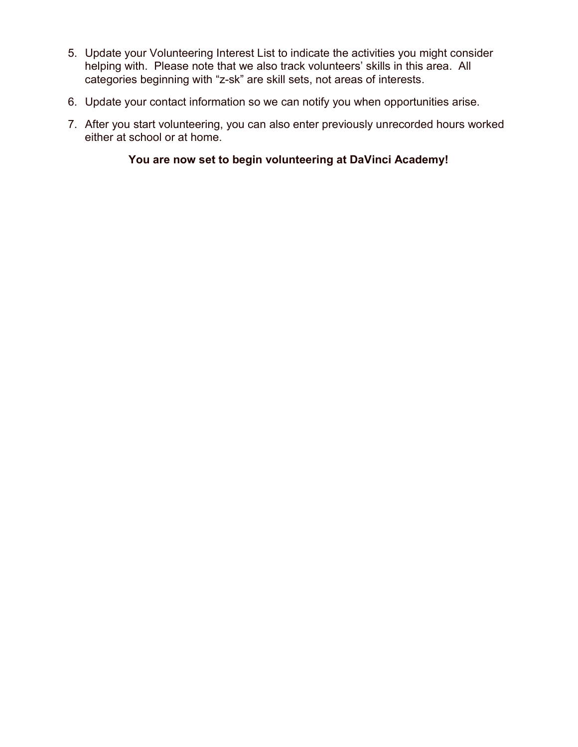5. Update your Volunteering Interest List to indicate the activities you might consider helping with. Please note that we also track volunteers' skills in this area. All categories beginning with "z-sk" are skill sets, not areas of interests.

6. Update your contact information so we can notify you when opportunities arise.

7. After you start volunteering, you can also enter previously unrecorded hours worked either at school or at home.

**You are now set to begin volunteering at DaVinci Academy!**